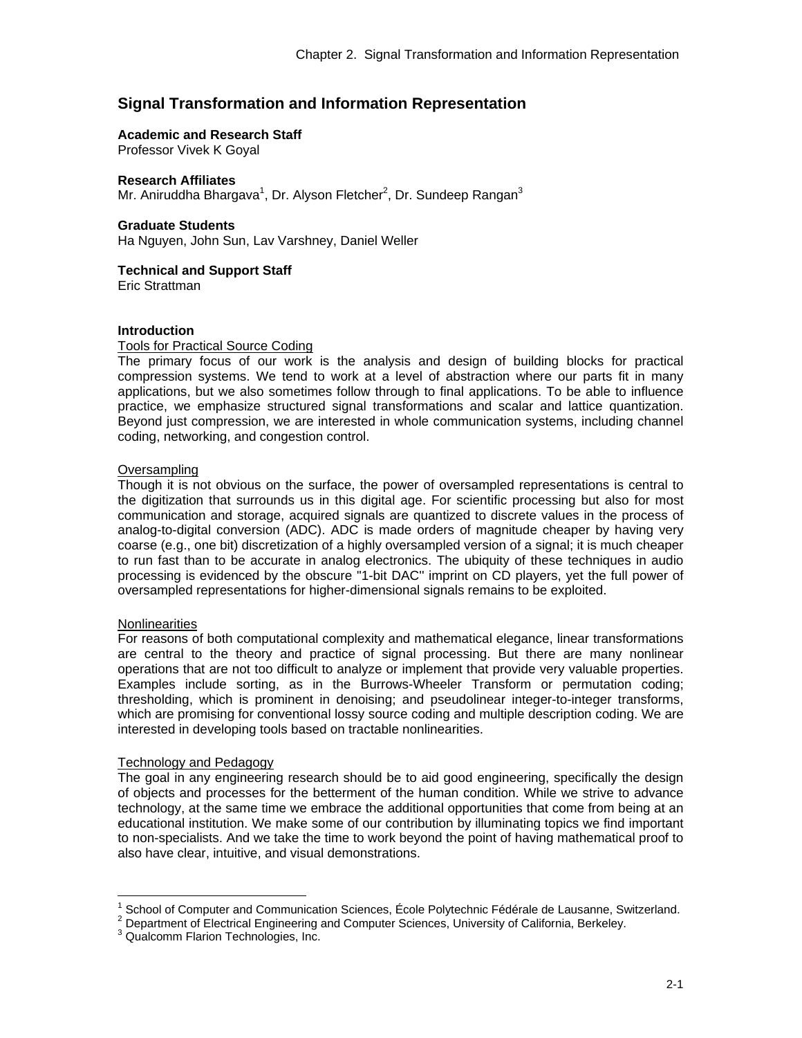# Signal Transformation and Information Representation

**Academic and Research Staff**
Professor Vivek K Goyal

**Research Affiliates**
Mr. Aniruddha Bhargava[1], Dr. Alyson Fletcher[2], Dr. Sundeep Rangan[3]

**Graduate Students**
Ha Nguyen, John Sun, Lav Varshney, Daniel Weller

**Technical and Support Staff**
Eric Strattman

## Introduction

### Tools for Practical Source Coding

The primary focus of our work is the analysis and design of building blocks for practical compression systems. We tend to work at a level of abstraction where our parts fit in many applications, but we also sometimes follow through to final applications. To be able to influence practice, we emphasize structured signal transformations and scalar and lattice quantization. Beyond just compression, we are interested in whole communication systems, including channel coding, networking, and congestion control.

### Oversampling

Though it is not obvious on the surface, the power of oversampled representations is central to the digitization that surrounds us in this digital age. For scientific processing but also for most communication and storage, acquired signals are quantized to discrete values in the process of analog-to-digital conversion (ADC). ADC is made orders of magnitude cheaper by having very coarse (e.g., one bit) discretization of a highly oversampled version of a signal; it is much cheaper to run fast than to be accurate in analog electronics. The ubiquity of these techniques in audio processing is evidenced by the obscure "1-bit DAC" imprint on CD players, yet the full power of oversampled representations for higher-dimensional signals remains to be exploited.

### Nonlinearities

For reasons of both computational complexity and mathematical elegance, linear transformations are central to the theory and practice of signal processing. But there are many nonlinear operations that are not too difficult to analyze or implement that provide very valuable properties. Examples include sorting, as in the Burrows-Wheeler Transform or permutation coding; thresholding, which is prominent in denoising; and pseudolinear integer-to-integer transforms, which are promising for conventional lossy source coding and multiple description coding. We are interested in developing tools based on tractable nonlinearities.

### Technology and Pedagogy

The goal in any engineering research should be to aid good engineering, specifically the design of objects and processes for the betterment of the human condition. While we strive to advance technology, at the same time we embrace the additional opportunities that come from being at an educational institution. We make some of our contribution by illuminating topics we find important to non-specialists. And we take the time to work beyond the point of having mathematical proof to also have clear, intuitive, and visual demonstrations.

---

[1] School of Computer and Communication Sciences, École Polytechnic Fédérale de Lausanne, Switzerland.
[2] Department of Electrical Engineering and Computer Sciences, University of California, Berkeley.
[3] Qualcomm Flarion Technologies, Inc.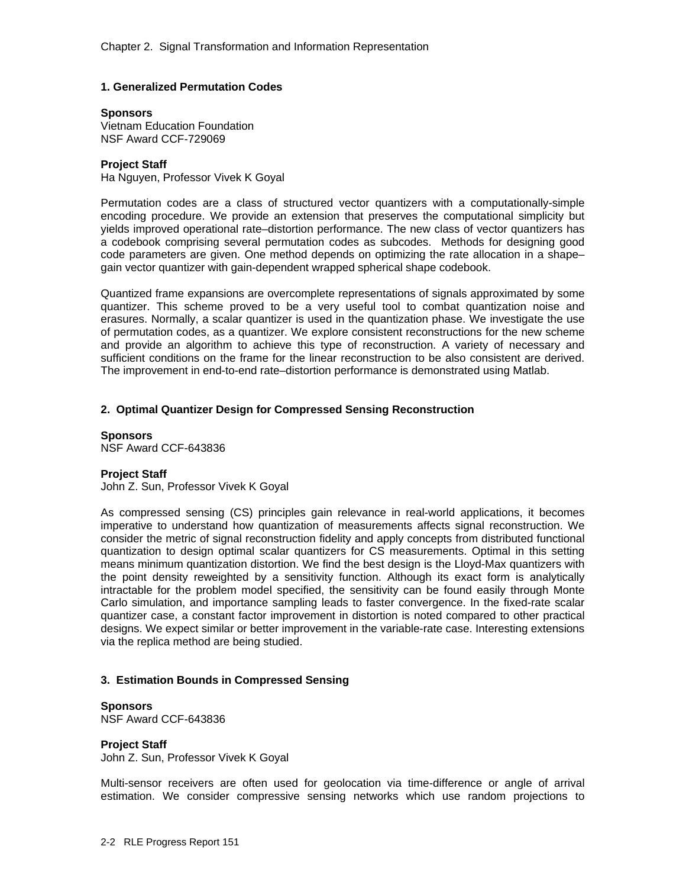### 1. Generalized Permutation Codes

**Sponsors**
Vietnam Education Foundation
NSF Award CCF-729069

**Project Staff**
Ha Nguyen, Professor Vivek K Goyal

Permutation codes are a class of structured vector quantizers with a computationally-simple encoding procedure. We provide an extension that preserves the computational simplicity but yields improved operational rate–distortion performance. The new class of vector quantizers has a codebook comprising several permutation codes as subcodes. Methods for designing good code parameters are given. One method depends on optimizing the rate allocation in a shape–gain vector quantizer with gain-dependent wrapped spherical shape codebook.

Quantized frame expansions are overcomplete representations of signals approximated by some quantizer. This scheme proved to be a very useful tool to combat quantization noise and erasures. Normally, a scalar quantizer is used in the quantization phase. We investigate the use of permutation codes, as a quantizer. We explore consistent reconstructions for the new scheme and provide an algorithm to achieve this type of reconstruction. A variety of necessary and sufficient conditions on the frame for the linear reconstruction to be also consistent are derived. The improvement in end-to-end rate–distortion performance is demonstrated using Matlab.

### 2. Optimal Quantizer Design for Compressed Sensing Reconstruction

**Sponsors**
NSF Award CCF-643836

**Project Staff**
John Z. Sun, Professor Vivek K Goyal

As compressed sensing (CS) principles gain relevance in real-world applications, it becomes imperative to understand how quantization of measurements affects signal reconstruction. We consider the metric of signal reconstruction fidelity and apply concepts from distributed functional quantization to design optimal scalar quantizers for CS measurements. Optimal in this setting means minimum quantization distortion. We find the best design is the Lloyd-Max quantizers with the point density reweighted by a sensitivity function. Although its exact form is analytically intractable for the problem model specified, the sensitivity can be found easily through Monte Carlo simulation, and importance sampling leads to faster convergence. In the fixed-rate scalar quantizer case, a constant factor improvement in distortion is noted compared to other practical designs. We expect similar or better improvement in the variable-rate case. Interesting extensions via the replica method are being studied.

### 3. Estimation Bounds in Compressed Sensing

**Sponsors**
NSF Award CCF-643836

**Project Staff**
John Z. Sun, Professor Vivek K Goyal

Multi-sensor receivers are often used for geolocation via time-difference or angle of arrival estimation. We consider compressive sensing networks which use random projections to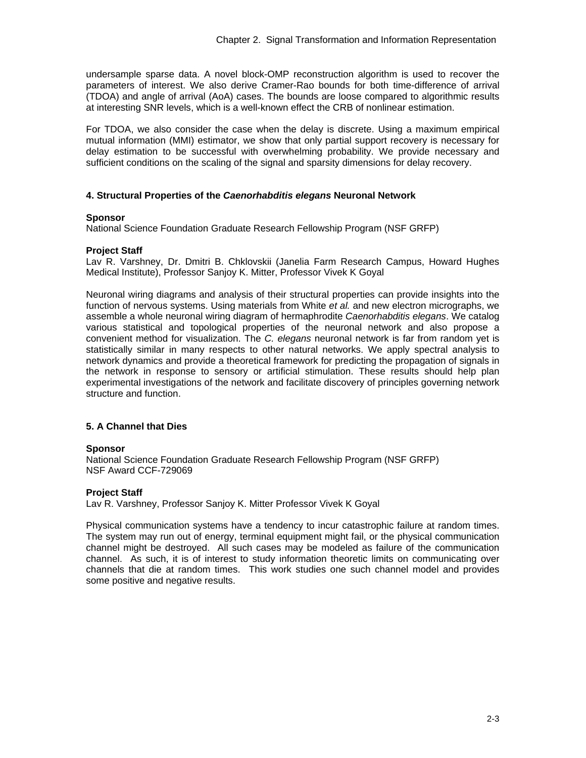undersample sparse data. A novel block-OMP reconstruction algorithm is used to recover the parameters of interest. We also derive Cramer-Rao bounds for both time-difference of arrival (TDOA) and angle of arrival (AoA) cases. The bounds are loose compared to algorithmic results at interesting SNR levels, which is a well-known effect the CRB of nonlinear estimation.

For TDOA, we also consider the case when the delay is discrete. Using a maximum empirical mutual information (MMI) estimator, we show that only partial support recovery is necessary for delay estimation to be successful with overwhelming probability. We provide necessary and sufficient conditions on the scaling of the signal and sparsity dimensions for delay recovery.

### 4. Structural Properties of the *Caenorhabditis elegans* Neuronal Network

**Sponsor**

National Science Foundation Graduate Research Fellowship Program (NSF GRFP)

**Project Staff**

Lav R. Varshney, Dr. Dmitri B. Chklovskii (Janelia Farm Research Campus, Howard Hughes Medical Institute), Professor Sanjoy K. Mitter, Professor Vivek K Goyal

Neuronal wiring diagrams and analysis of their structural properties can provide insights into the function of nervous systems. Using materials from White *et al.* and new electron micrographs, we assemble a whole neuronal wiring diagram of hermaphrodite *Caenorhabditis elegans*. We catalog various statistical and topological properties of the neuronal network and also propose a convenient method for visualization. The *C. elegans* neuronal network is far from random yet is statistically similar in many respects to other natural networks. We apply spectral analysis to network dynamics and provide a theoretical framework for predicting the propagation of signals in the network in response to sensory or artificial stimulation. These results should help plan experimental investigations of the network and facilitate discovery of principles governing network structure and function.

### 5. A Channel that Dies

**Sponsor**

National Science Foundation Graduate Research Fellowship Program (NSF GRFP)
NSF Award CCF-729069

**Project Staff**

Lav R. Varshney, Professor Sanjoy K. Mitter Professor Vivek K Goyal

Physical communication systems have a tendency to incur catastrophic failure at random times. The system may run out of energy, terminal equipment might fail, or the physical communication channel might be destroyed. All such cases may be modeled as failure of the communication channel. As such, it is of interest to study information theoretic limits on communicating over channels that die at random times. This work studies one such channel model and provides some positive and negative results.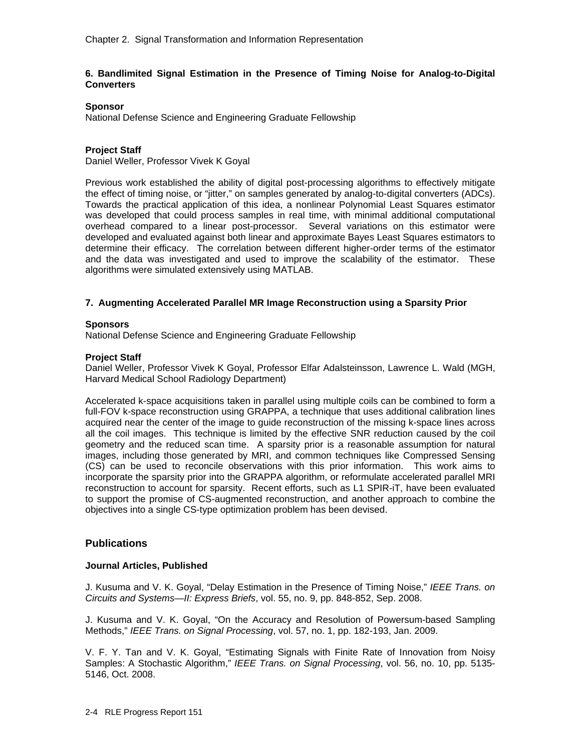### 6. Bandlimited Signal Estimation in the Presence of Timing Noise for Analog-to-Digital Converters

**Sponsor**

National Defense Science and Engineering Graduate Fellowship

**Project Staff**

Daniel Weller, Professor Vivek K Goyal

Previous work established the ability of digital post-processing algorithms to effectively mitigate the effect of timing noise, or "jitter," on samples generated by analog-to-digital converters (ADCs). Towards the practical application of this idea, a nonlinear Polynomial Least Squares estimator was developed that could process samples in real time, with minimal additional computational overhead compared to a linear post-processor. Several variations on this estimator were developed and evaluated against both linear and approximate Bayes Least Squares estimators to determine their efficacy. The correlation between different higher-order terms of the estimator and the data was investigated and used to improve the scalability of the estimator. These algorithms were simulated extensively using MATLAB.

### 7. Augmenting Accelerated Parallel MR Image Reconstruction using a Sparsity Prior

**Sponsors**

National Defense Science and Engineering Graduate Fellowship

**Project Staff**

Daniel Weller, Professor Vivek K Goyal, Professor Elfar Adalsteinsson, Lawrence L. Wald (MGH, Harvard Medical School Radiology Department)

Accelerated k-space acquisitions taken in parallel using multiple coils can be combined to form a full-FOV k-space reconstruction using GRAPPA, a technique that uses additional calibration lines acquired near the center of the image to guide reconstruction of the missing k-space lines across all the coil images. This technique is limited by the effective SNR reduction caused by the coil geometry and the reduced scan time. A sparsity prior is a reasonable assumption for natural images, including those generated by MRI, and common techniques like Compressed Sensing (CS) can be used to reconcile observations with this prior information. This work aims to incorporate the sparsity prior into the GRAPPA algorithm, or reformulate accelerated parallel MRI reconstruction to account for sparsity. Recent efforts, such as L1 SPIR-iT, have been evaluated to support the promise of CS-augmented reconstruction, and another approach to combine the objectives into a single CS-type optimization problem has been devised.

## Publications

### Journal Articles, Published

J. Kusuma and V. K. Goyal, "Delay Estimation in the Presence of Timing Noise," *IEEE Trans. on Circuits and Systems—II: Express Briefs*, vol. 55, no. 9, pp. 848-852, Sep. 2008.

J. Kusuma and V. K. Goyal, "On the Accuracy and Resolution of Powersum-based Sampling Methods," *IEEE Trans. on Signal Processing*, vol. 57, no. 1, pp. 182-193, Jan. 2009.

V. F. Y. Tan and V. K. Goyal, "Estimating Signals with Finite Rate of Innovation from Noisy Samples: A Stochastic Algorithm," *IEEE Trans. on Signal Processing*, vol. 56, no. 10, pp. 5135-5146, Oct. 2008.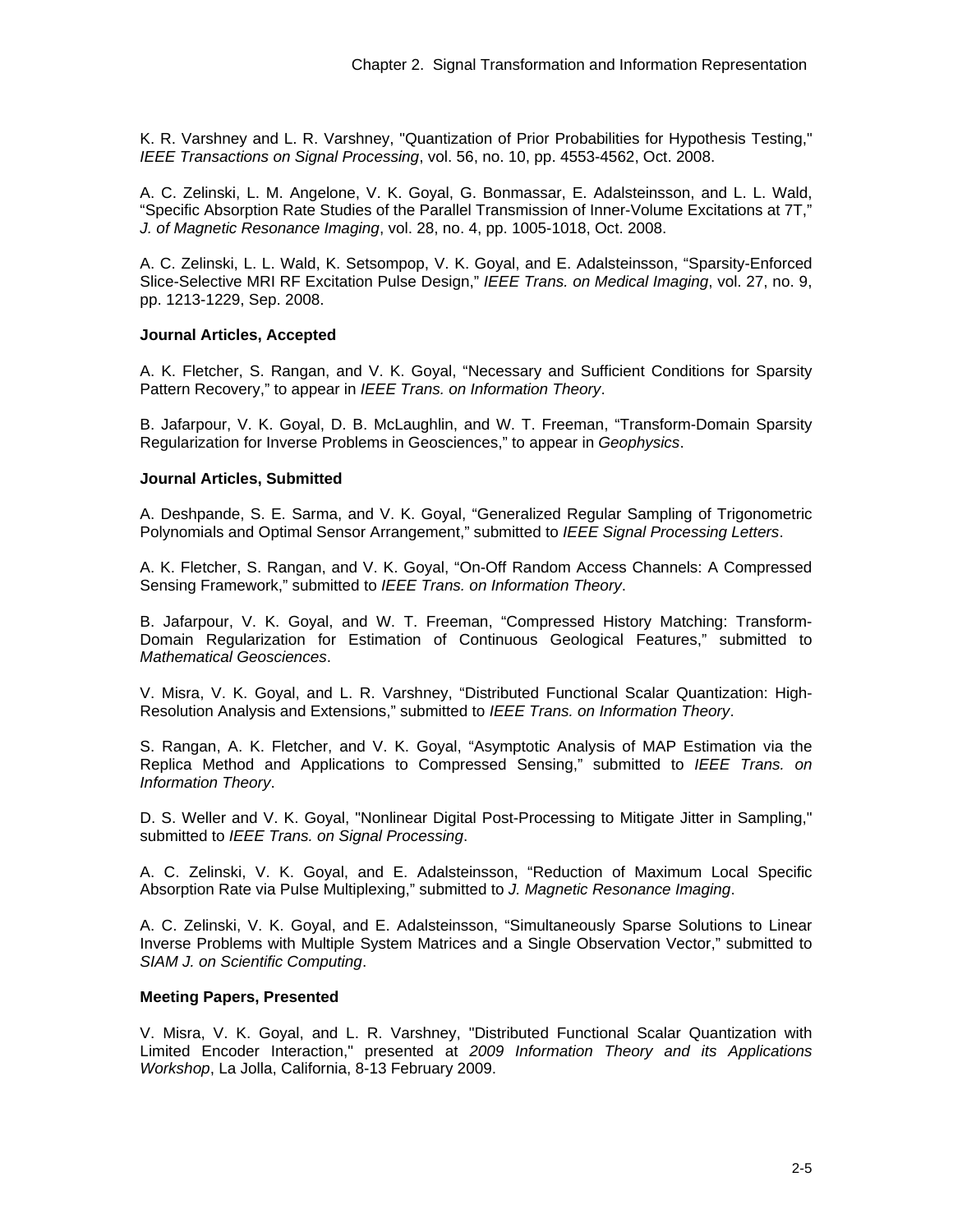K. R. Varshney and L. R. Varshney, "Quantization of Prior Probabilities for Hypothesis Testing," *IEEE Transactions on Signal Processing*, vol. 56, no. 10, pp. 4553-4562, Oct. 2008.

A. C. Zelinski, L. M. Angelone, V. K. Goyal, G. Bonmassar, E. Adalsteinsson, and L. L. Wald, "Specific Absorption Rate Studies of the Parallel Transmission of Inner-Volume Excitations at 7T," *J. of Magnetic Resonance Imaging*, vol. 28, no. 4, pp. 1005-1018, Oct. 2008.

A. C. Zelinski, L. L. Wald, K. Setsompop, V. K. Goyal, and E. Adalsteinsson, "Sparsity-Enforced Slice-Selective MRI RF Excitation Pulse Design," *IEEE Trans. on Medical Imaging*, vol. 27, no. 9, pp. 1213-1229, Sep. 2008.

**Journal Articles, Accepted**

A. K. Fletcher, S. Rangan, and V. K. Goyal, "Necessary and Sufficient Conditions for Sparsity Pattern Recovery," to appear in *IEEE Trans. on Information Theory*.

B. Jafarpour, V. K. Goyal, D. B. McLaughlin, and W. T. Freeman, "Transform-Domain Sparsity Regularization for Inverse Problems in Geosciences," to appear in *Geophysics*.

**Journal Articles, Submitted**

A. Deshpande, S. E. Sarma, and V. K. Goyal, "Generalized Regular Sampling of Trigonometric Polynomials and Optimal Sensor Arrangement," submitted to *IEEE Signal Processing Letters*.

A. K. Fletcher, S. Rangan, and V. K. Goyal, "On-Off Random Access Channels: A Compressed Sensing Framework," submitted to *IEEE Trans. on Information Theory*.

B. Jafarpour, V. K. Goyal, and W. T. Freeman, "Compressed History Matching: Transform-Domain Regularization for Estimation of Continuous Geological Features," submitted to *Mathematical Geosciences*.

V. Misra, V. K. Goyal, and L. R. Varshney, "Distributed Functional Scalar Quantization: High-Resolution Analysis and Extensions," submitted to *IEEE Trans. on Information Theory*.

S. Rangan, A. K. Fletcher, and V. K. Goyal, "Asymptotic Analysis of MAP Estimation via the Replica Method and Applications to Compressed Sensing," submitted to *IEEE Trans. on Information Theory*.

D. S. Weller and V. K. Goyal, "Nonlinear Digital Post-Processing to Mitigate Jitter in Sampling," submitted to *IEEE Trans. on Signal Processing*.

A. C. Zelinski, V. K. Goyal, and E. Adalsteinsson, "Reduction of Maximum Local Specific Absorption Rate via Pulse Multiplexing," submitted to *J. Magnetic Resonance Imaging*.

A. C. Zelinski, V. K. Goyal, and E. Adalsteinsson, "Simultaneously Sparse Solutions to Linear Inverse Problems with Multiple System Matrices and a Single Observation Vector," submitted to *SIAM J. on Scientific Computing*.

**Meeting Papers, Presented**

V. Misra, V. K. Goyal, and L. R. Varshney, "Distributed Functional Scalar Quantization with Limited Encoder Interaction," presented at *2009 Information Theory and its Applications Workshop*, La Jolla, California, 8-13 February 2009.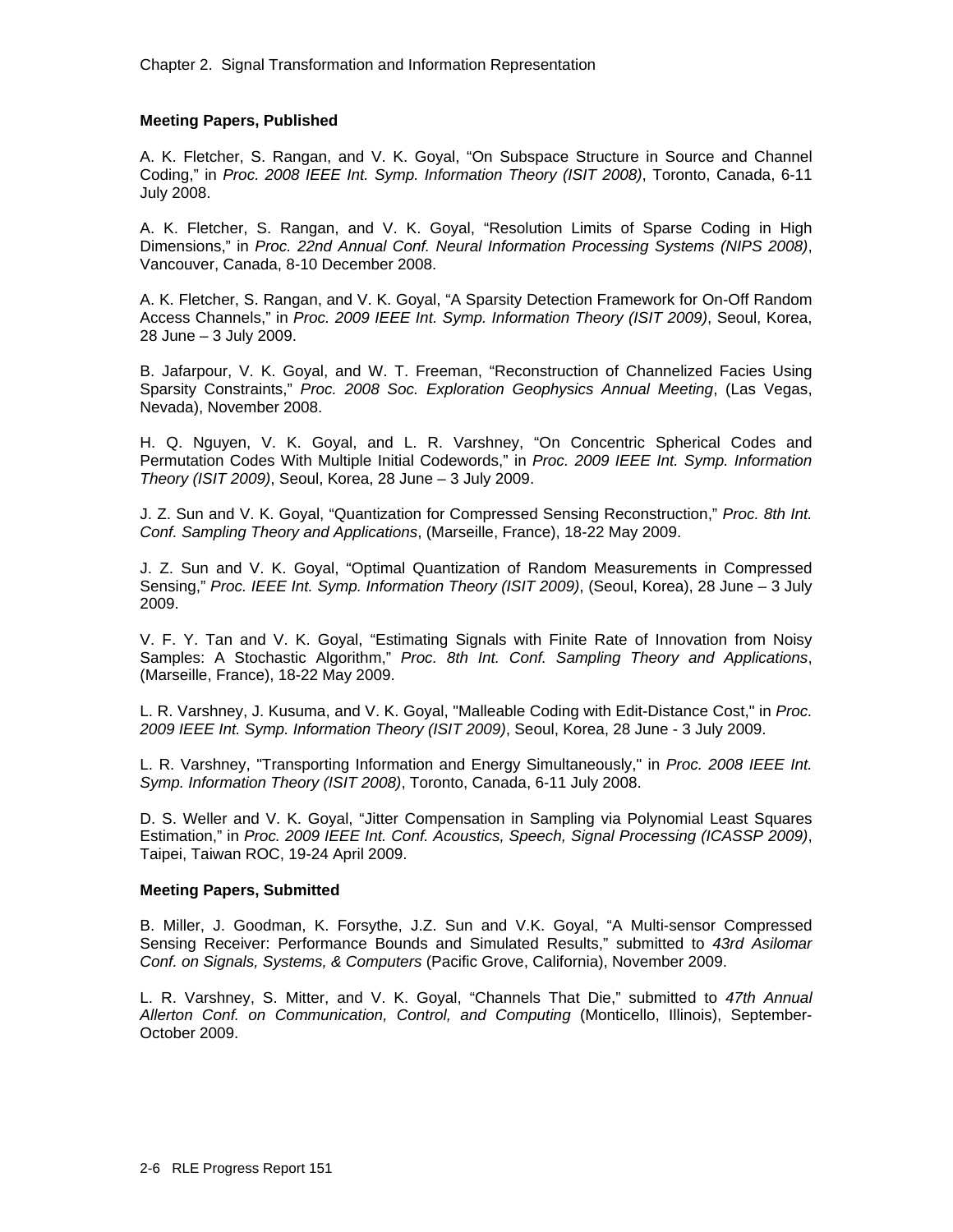**Meeting Papers, Published**

A. K. Fletcher, S. Rangan, and V. K. Goyal, “On Subspace Structure in Source and Channel Coding,” in *Proc. 2008 IEEE Int. Symp. Information Theory (ISIT 2008)*, Toronto, Canada, 6-11 July 2008.

A. K. Fletcher, S. Rangan, and V. K. Goyal, “Resolution Limits of Sparse Coding in High Dimensions,” in *Proc. 22nd Annual Conf. Neural Information Processing Systems (NIPS 2008)*, Vancouver, Canada, 8-10 December 2008.

A. K. Fletcher, S. Rangan, and V. K. Goyal, “A Sparsity Detection Framework for On-Off Random Access Channels,” in *Proc. 2009 IEEE Int. Symp. Information Theory (ISIT 2009)*, Seoul, Korea, 28 June – 3 July 2009.

B. Jafarpour, V. K. Goyal, and W. T. Freeman, “Reconstruction of Channelized Facies Using Sparsity Constraints,” *Proc. 2008 Soc. Exploration Geophysics Annual Meeting*, (Las Vegas, Nevada), November 2008.

H. Q. Nguyen, V. K. Goyal, and L. R. Varshney, “On Concentric Spherical Codes and Permutation Codes With Multiple Initial Codewords,” in *Proc. 2009 IEEE Int. Symp. Information Theory (ISIT 2009)*, Seoul, Korea, 28 June – 3 July 2009.

J. Z. Sun and V. K. Goyal, “Quantization for Compressed Sensing Reconstruction,” *Proc. 8th Int. Conf. Sampling Theory and Applications*, (Marseille, France), 18-22 May 2009.

J. Z. Sun and V. K. Goyal, “Optimal Quantization of Random Measurements in Compressed Sensing,” *Proc. IEEE Int. Symp. Information Theory (ISIT 2009)*, (Seoul, Korea), 28 June – 3 July 2009.

V. F. Y. Tan and V. K. Goyal, “Estimating Signals with Finite Rate of Innovation from Noisy Samples: A Stochastic Algorithm,” *Proc. 8th Int. Conf. Sampling Theory and Applications*, (Marseille, France), 18-22 May 2009.

L. R. Varshney, J. Kusuma, and V. K. Goyal, "Malleable Coding with Edit-Distance Cost," in *Proc. 2009 IEEE Int. Symp. Information Theory (ISIT 2009)*, Seoul, Korea, 28 June - 3 July 2009.

L. R. Varshney, "Transporting Information and Energy Simultaneously," in *Proc. 2008 IEEE Int. Symp. Information Theory (ISIT 2008)*, Toronto, Canada, 6-11 July 2008.

D. S. Weller and V. K. Goyal, “Jitter Compensation in Sampling via Polynomial Least Squares Estimation,” in *Proc. 2009 IEEE Int. Conf. Acoustics, Speech, Signal Processing (ICASSP 2009)*, Taipei, Taiwan ROC, 19-24 April 2009.

**Meeting Papers, Submitted**

B. Miller, J. Goodman, K. Forsythe, J.Z. Sun and V.K. Goyal, “A Multi-sensor Compressed Sensing Receiver: Performance Bounds and Simulated Results,” submitted to *43rd Asilomar Conf. on Signals, Systems, & Computers* (Pacific Grove, California), November 2009.

L. R. Varshney, S. Mitter, and V. K. Goyal, “Channels That Die,” submitted to *47th Annual Allerton Conf. on Communication, Control, and Computing* (Monticello, Illinois), September-October 2009.